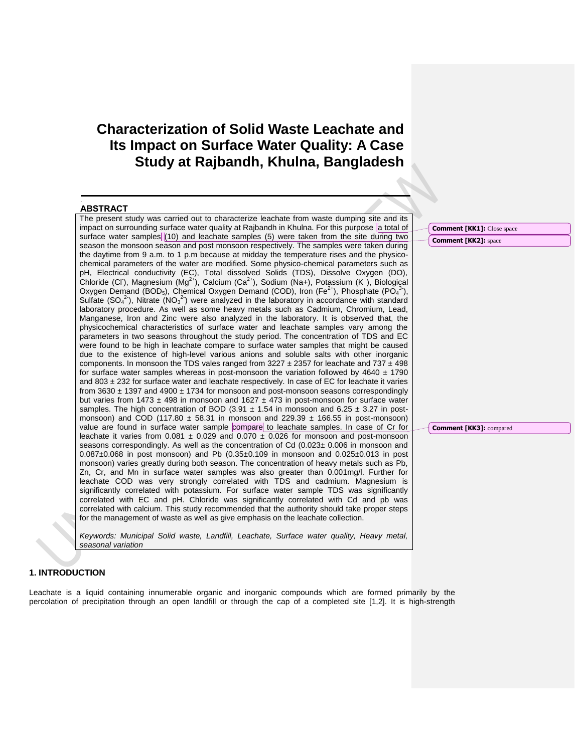# Characterization of Solid Waste Leachate and Its Impact on Surface Water Quality: A Case Study at Rajbandh, Khulna, Bangladesh

## ABSTRACT

The present study was carried out to characterize leachate from waste dumping site and its impact on surrounding surface water quality at Rajbandh in Khulna. For this purpose a total of surface water samples (10) and leachate samples (5) were taken from the site during two season the monsoon season and post monsoon respectively. The samples were taken during the daytime from 9 a.m. to 1 p.m because at midday the temperature rises and the physico-chemical parameters of the water are modified. Some physico-chemical parameters such as pH, Electrical conductivity (EC), Total dissolved Solids (TDS), Dissolve Oxygen (DO), Chloride ($Cl^-$), Magnesium ($Mg^{2+}$), Calcium ($Ca^{2+}$), Sodium (Na+), Potassium ($K^+$), Biological Oxygen Demand ($BOD_5$), Chemical Oxygen Demand (COD), Iron ($Fe^{2+}$), Phosphate ($PO_4^{3-}$), Sulfate ($SO_4^{2-}$), Nitrate ($NO_3^{2-}$) were analyzed in the laboratory in accordance with standard laboratory procedure. As well as some heavy metals such as Cadmium, Chromium, Lead, Manganese, Iron and Zinc were also analyzed in the laboratory. It is observed that, the physicochemical characteristics of surface water and leachate samples vary among the parameters in two seasons throughout the study period. The concentration of TDS and EC were found to be high in leachate compare to surface water samples that might be caused due to the existence of high-level various anions and soluble salts with other inorganic components. In monsoon the TDS vales ranged from 3227 ± 2357 for leachate and 737 ± 498 for surface water samples whereas in post-monsoon the variation followed by 4640 ± 1790 and 803 ± 232 for surface water and leachate respectively. In case of EC for leachate it varies from 3630 ± 1397 and 4900 ± 1734 for monsoon and post-monsoon seasons correspondingly but varies from 1473 ± 498 in monsoon and 1627 ± 473 in post-monsoon for surface water samples. The high concentration of BOD (3.91 ± 1.54 in monsoon and 6.25 ± 3.27 in post-monsoon) and COD (117.80 ± 58.31 in monsoon and 229.39 ± 166.55 in post-monsoon) value are found in surface water sample compare to leachate samples. In case of Cr for leachate it varies from 0.081 ± 0.029 and 0.070 ± 0.026 for monsoon and post-monsoon seasons correspondingly. As well as the concentration of Cd (0.023± 0.006 in monsoon and 0.087±0.068 in post monsoon) and Pb (0.35±0.109 in monsoon and 0.025±0.013 in post monsoon) varies greatly during both season. The concentration of heavy metals such as Pb, Zn, Cr, and Mn in surface water samples was also greater than 0.001mg/l. Further for leachate COD was very strongly correlated with TDS and cadmium. Magnesium is significantly correlated with potassium. For surface water sample TDS was significantly correlated with EC and pH. Chloride was significantly correlated with Cd and pb was correlated with calcium. This study recommended that the authority should take proper steps for the management of waste as well as give emphasis on the leachate collection.

*Keywords: Municipal Solid waste, Landfill, Leachate, Surface water quality, Heavy metal, seasonal variation*

## 1. INTRODUCTION

Leachate is a liquid containing innumerable organic and inorganic compounds which are formed primarily by the percolation of precipitation through an open landfill or through the cap of a completed site [1,2]. It is high-strength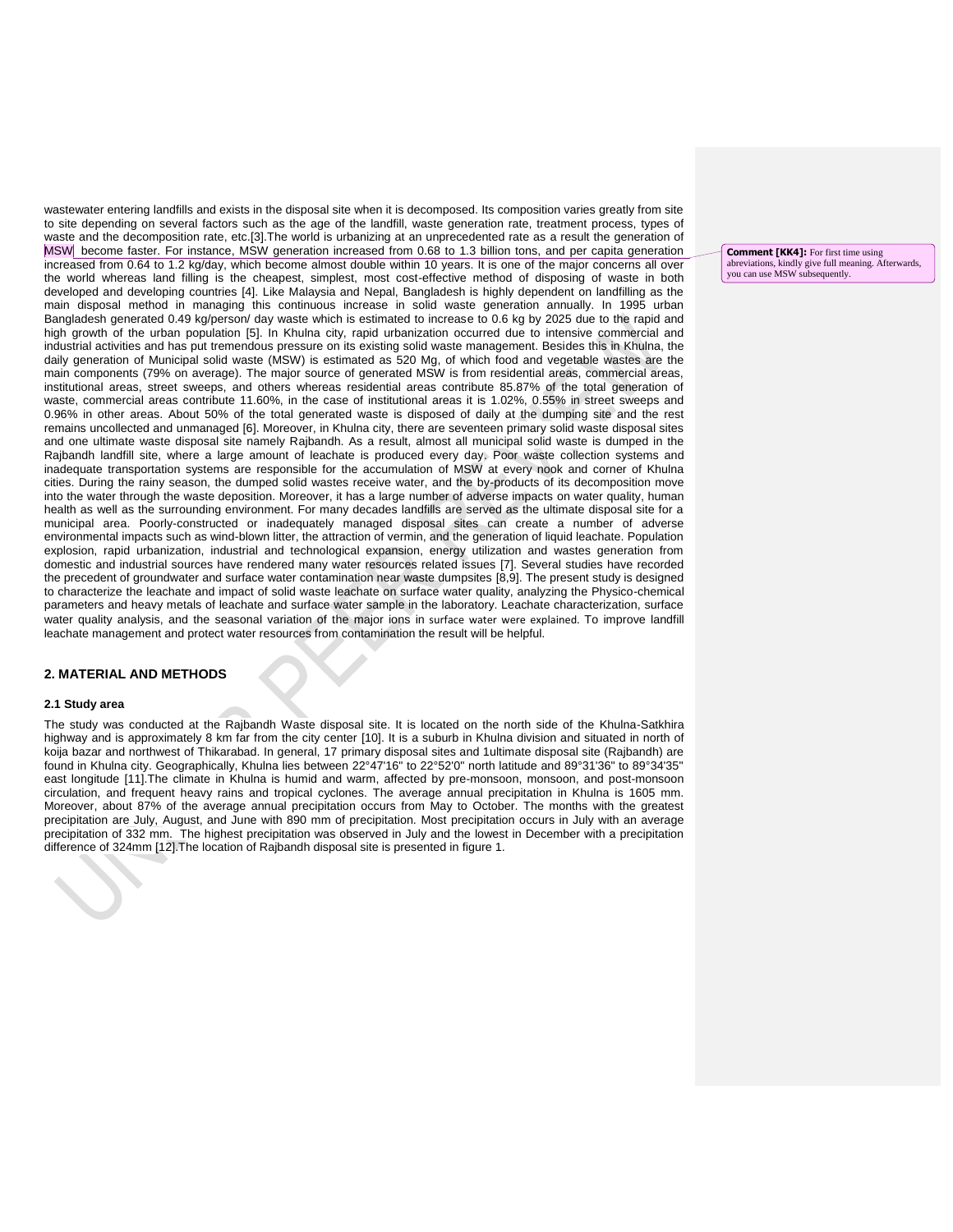wastewater entering landfills and exists in the disposal site when it is decomposed. Its composition varies greatly from site to site depending on several factors such as the age of the landfill, waste generation rate, treatment process, types of waste and the decomposition rate, etc.[3].The world is urbanizing at an unprecedented rate as a result the generation of MSW become faster. For instance, MSW generation increased from 0.68 to 1.3 billion tons, and per capita generation increased from 0.64 to 1.2 kg/day, which become almost double within 10 years. It is one of the major concerns all over the world whereas land filling is the cheapest, simplest, most cost-effective method of disposing of waste in both developed and developing countries [4]. Like Malaysia and Nepal, Bangladesh is highly dependent on landfilling as the main disposal method in managing this continuous increase in solid waste generation annually. In 1995 urban Bangladesh generated 0.49 kg/person/ day waste which is estimated to increase to 0.6 kg by 2025 due to the rapid and high growth of the urban population [5]. In Khulna city, rapid urbanization occurred due to intensive commercial and industrial activities and has put tremendous pressure on its existing solid waste management. Besides this in Khulna, the daily generation of Municipal solid waste (MSW) is estimated as 520 Mg, of which food and vegetable wastes are the main components (79% on average). The major source of generated MSW is from residential areas, commercial areas, institutional areas, street sweeps, and others whereas residential areas contribute 85.87% of the total generation of waste, commercial areas contribute 11.60%, in the case of institutional areas it is 1.02%, 0.55% in street sweeps and 0.96% in other areas. About 50% of the total generated waste is disposed of daily at the dumping site and the rest remains uncollected and unmanaged [6]. Moreover, in Khulna city, there are seventeen primary solid waste disposal sites and one ultimate waste disposal site namely Rajbandh. As a result, almost all municipal solid waste is dumped in the Rajbandh landfill site, where a large amount of leachate is produced every day. Poor waste collection systems and inadequate transportation systems are responsible for the accumulation of MSW at every nook and corner of Khulna cities. During the rainy season, the dumped solid wastes receive water, and the by-products of its decomposition move into the water through the waste deposition. Moreover, it has a large number of adverse impacts on water quality, human health as well as the surrounding environment. For many decades landfills are served as the ultimate disposal site for a municipal area. Poorly-constructed or inadequately managed disposal sites can create a number of adverse environmental impacts such as wind-blown litter, the attraction of vermin, and the generation of liquid leachate. Population explosion, rapid urbanization, industrial and technological expansion, energy utilization and wastes generation from domestic and industrial sources have rendered many water resources related issues [7]. Several studies have recorded the precedent of groundwater and surface water contamination near waste dumpsites [8,9]. The present study is designed to characterize the leachate and impact of solid waste leachate on surface water quality, analyzing the Physico-chemical parameters and heavy metals of leachate and surface water sample in the laboratory. Leachate characterization, surface water quality analysis, and the seasonal variation of the major ions in surface water were explained. To improve landfill leachate management and protect water resources from contamination the result will be helpful.

> Comment [KK4]: For first time using abreviations, kindly give full meaning. Afterwards, you can use MSW subsequently.

## 2. MATERIAL AND METHODS

### 2.1 Study area

The study was conducted at the Rajbandh Waste disposal site. It is located on the north side of the Khulna-Satkhira highway and is approximately 8 km far from the city center [10]. It is a suburb in Khulna division and situated in north of koija bazar and northwest of Thikarabad. In general, 17 primary disposal sites and 1ultimate disposal site (Rajbandh) are found in Khulna city. Geographically, Khulna lies between 22°47'16" to 22°52'0" north latitude and 89°31'36" to 89°34'35" east longitude [11].The climate in Khulna is humid and warm, affected by pre-monsoon, monsoon, and post-monsoon circulation, and frequent heavy rains and tropical cyclones. The average annual precipitation in Khulna is 1605 mm. Moreover, about 87% of the average annual precipitation occurs from May to October. The months with the greatest precipitation are July, August, and June with 890 mm of precipitation. Most precipitation occurs in July with an average precipitation of 332 mm. The highest precipitation was observed in July and the lowest in December with a precipitation difference of 324mm [12].The location of Rajbandh disposal site is presented in figure 1.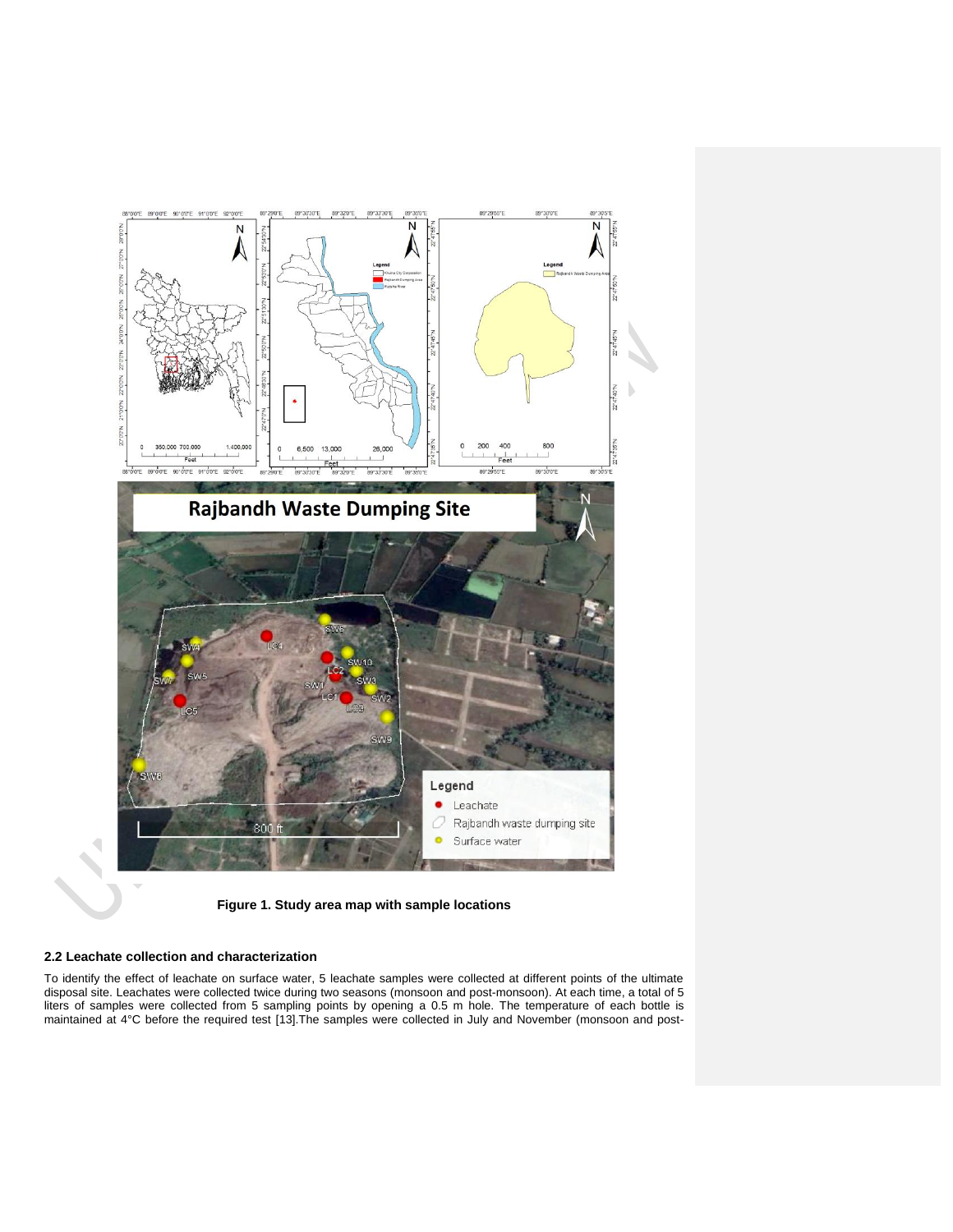Figure 1. Study area map with sample locations

## 2.2 Leachate collection and characterization

To identify the effect of leachate on surface water, 5 leachate samples were collected at different points of the ultimate disposal site. Leachates were collected twice during two seasons (monsoon and post-monsoon). At each time, a total of 5 liters of samples were collected from 5 sampling points by opening a 0.5 m hole. The temperature of each bottle is maintained at 4°C before the required test [13].The samples were collected in July and November (monsoon and post-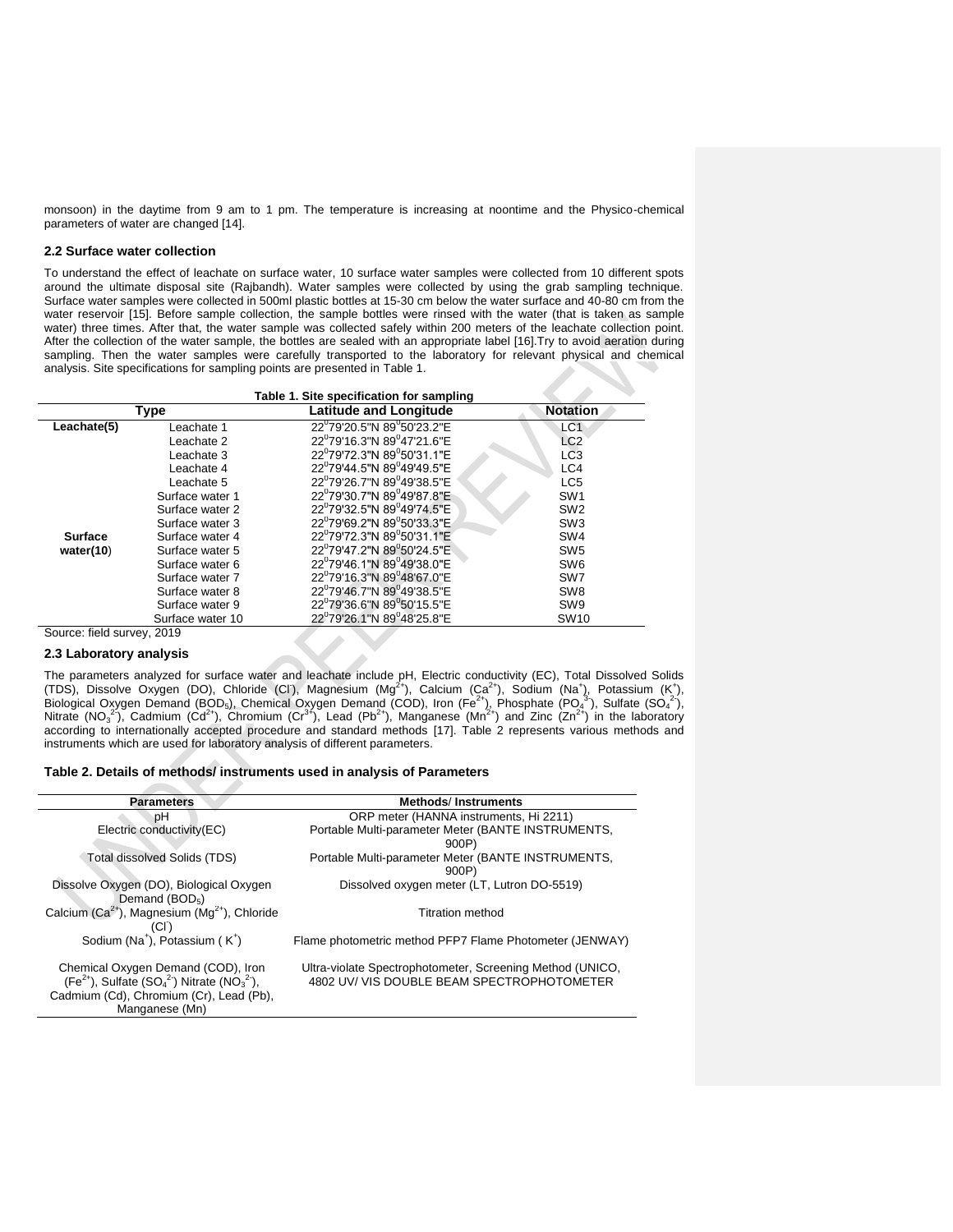monsoon) in the daytime from 9 am to 1 pm. The temperature is increasing at noontime and the Physico-chemical parameters of water are changed [14].

## 2.2 Surface water collection

To understand the effect of leachate on surface water, 10 surface water samples were collected from 10 different spots around the ultimate disposal site (Rajbandh). Water samples were collected by using the grab sampling technique. Surface water samples were collected in 500ml plastic bottles at 15-30 cm below the water surface and 40-80 cm from the water reservoir [15]. Before sample collection, the sample bottles were rinsed with the water (that is taken as sample water) three times. After that, the water sample was collected safely within 200 meters of the leachate collection point. After the collection of the water sample, the bottles are sealed with an appropriate label [16].Try to avoid aeration during sampling. Then the water samples were carefully transported to the laboratory for relevant physical and chemical analysis. Site specifications for sampling points are presented in Table 1.

**Table 1. Site specification for sampling**

| Type | | Latitude and Longitude | Notation |
|---|---|---|---|
| **Leachate(5)** | Leachate 1 | 22$^0$79'20.5"N 89$^0$50'23.2"E | LC1 |
| | Leachate 2 | 22$^0$79'16.3"N 89$^0$47'21.6"E | LC2 |
| | Leachate 3 | 22$^0$79'72.3"N 89$^0$50'31.1"E | LC3 |
| | Leachate 4 | 22$^0$79'44.5"N 89$^0$49'49.5"E | LC4 |
| | Leachate 5 | 22$^0$79'26.7"N 89$^0$49'38.5"E | LC5 |
| **Surface water(10)** | Surface water 1 | 22$^0$79'30.7"N 89$^0$49'87.8"E | SW1 |
| | Surface water 2 | 22$^0$79'32.5"N 89$^0$49'74.5"E | SW2 |
| | Surface water 3 | 22$^0$79'69.2"N 89$^0$50'33.3"E | SW3 |
| | Surface water 4 | 22$^0$79'72.3"N 89$^0$50'31.1"E | SW4 |
| | Surface water 5 | 22$^0$79'47.2"N 89$^0$50'24.5"E | SW5 |
| | Surface water 6 | 22$^0$79'46.1"N 89$^0$49'38.0"E | SW6 |
| | Surface water 7 | 22$^0$79'16.3"N 89$^0$48'67.0"E | SW7 |
| | Surface water 8 | 22$^0$79'46.7"N 89$^0$49'38.5"E | SW8 |
| | Surface water 9 | 22$^0$79'36.6"N 89$^0$50'15.5"E | SW9 |
| | Surface water 10 | 22$^0$79'26.1"N 89$^0$48'25.8"E | SW10 |

Source: field survey, 2019

## 2.3 Laboratory analysis

The parameters analyzed for surface water and leachate include pH, Electric conductivity (EC), Total Dissolved Solids (TDS), Dissolve Oxygen (DO), Chloride ($Cl^-$), Magnesium ($Mg^{2+}$), Calcium ($Ca^{2+}$), Sodium ($Na^+$), Potassium ($K^+$), Biological Oxygen Demand ($BOD_5$), Chemical Oxygen Demand (COD), Iron ($Fe^{2+}$), Phosphate ($PO_4^{3-}$), Sulfate ($SO_4^{2-}$), Nitrate ($NO_3^{2-}$), Cadmium ($Cd^{2+}$), Chromium ($Cr^{3+}$), Lead ($Pb^{2+}$), Manganese ($Mn^{2+}$) and Zinc ($Zn^{2+}$) in the laboratory according to internationally accepted procedure and standard methods [17]. Table 2 represents various methods and instruments which are used for laboratory analysis of different parameters.

**Table 2. Details of methods/ instruments used in analysis of Parameters**

| Parameters | Methods/ Instruments |
|---|---|
| pH | ORP meter (HANNA instruments, Hi 2211) |
| Electric conductivity(EC) | Portable Multi-parameter Meter (BANTE INSTRUMENTS, 900P) |
| Total dissolved Solids (TDS) | Portable Multi-parameter Meter (BANTE INSTRUMENTS, 900P) |
| Dissolve Oxygen (DO), Biological Oxygen Demand ($BOD_5$) | Dissolved oxygen meter (LT, Lutron DO-5519) |
| Calcium ($Ca^{2+}$), Magnesium ($Mg^{2+}$), Chloride ($Cl^-$) | Titration method |
| Sodium ($Na^+$), Potassium ( $K^+$) | Flame photometric method PFP7 Flame Photometer (JENWAY) |
| Chemical Oxygen Demand (COD), Iron ($Fe^{2+}$), Sulfate ($SO_4^{2-}$) Nitrate ($NO_3^{2-}$), Cadmium (Cd), Chromium (Cr), Lead (Pb), Manganese (Mn) | Ultra-violate Spectrophotometer, Screening Method (UNICO, 4802 UV/ VIS DOUBLE BEAM SPECTROPHOTOMETER |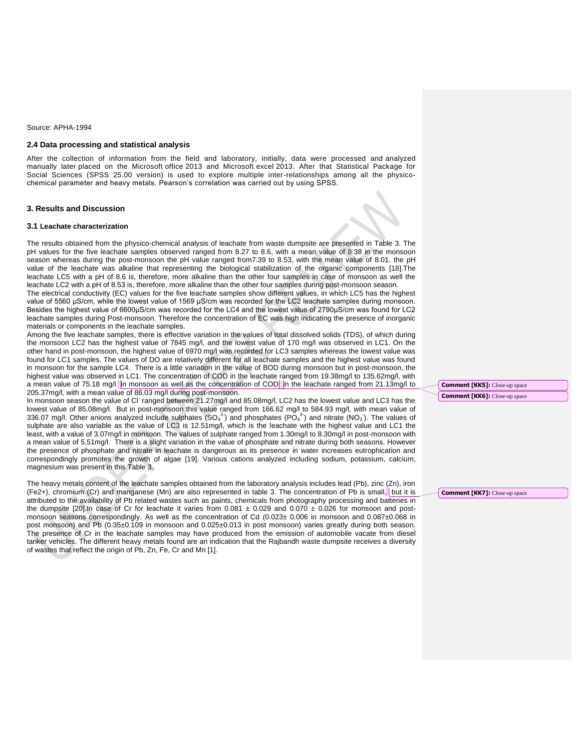Source: APHA-1994

### 2.4 Data processing and statistical analysis

After the collection of information from the field and laboratory, initially, data were processed and analyzed manually later placed on the Microsoft office 2013 and Microsoft excel 2013. After that Statistical Package for Social Sciences (SPSS 25.00 version) is used to explore multiple inter-relationships among all the physico-chemical parameter and heavy metals. Pearson's correlation was carried out by using SPSS.

## 3. Results and Discussion

### 3.1 Leachate characterization

The results obtained from the physico-chemical analysis of leachate from waste dumpsite are presented in Table 3. The pH values for the five leachate samples observed ranged from 8.27 to 8.6, with a mean value of 8.38 in the monsoon season whereas during the post-monsoon the pH value ranged from7.39 to 8.53, with the mean value of 8.01. the pH value of the leachate was alkaline that representing the biological stabilization of the organic components [18].The leachate LC5 with a pH of 8.6 is, therefore, more alkaline than the other four samples in case of monsoon as well the leachate LC2 with a pH of 8.53 is, therefore, more alkaline than the other four samples during post-monsoon season.

The electrical conductivity (EC) values for the five leachate samples show different values, in which LC5 has the highest value of 5560 µS/cm, while the lowest value of 1569 µS/cm was recorded for the LC2 leachate samples during monsoon. Besides the highest value of 6600µS/cm was recorded for the LC4 and the lowest value of 2790µS/cm was found for LC2 leachate samples during Post-monsoon. Therefore the concentration of EC was high indicating the presence of inorganic materials or components in the leachate samples.

Among the five leachate samples, there is effective variation in the values of total dissolved solids (TDS), of which during the monsoon LC2 has the highest value of 7845 mg/l, and the lowest value of 170 mg/l was observed in LC1. On the other hand in post-monsoon, the highest value of 6970 mg/l was recorded for LC3 samples whereas the lowest value was found for LC1 samples. The values of DO are relatively different for all leachate samples and the highest value was found in monsoon for the sample LC4. There is a little variation in the value of BOD during monsoon but in post-monsoon, the highest value was observed in LC1. The concentration of COD in the leachate ranged from 19.38mg/l to 135.62mg/l, with a mean value of 75.18 mg/l in monsoon as well as the concentration of COD in the leachate ranged from 21.13mg/l to 205.37mg/l, with a mean value of 86.03 mg/l during post-monsoon.

In monsoon season the value of $Cl^-$ ranged between 21.27mg/l and 85.08mg/l, LC2 has the lowest value and LC3 has the lowest value of 85.08mg/l. But in post-monsoon this value ranged from 166.62 mg/l to 584.93 mg/l, with mean value of 336.07 mg/l. Other anions analyzed include sulphates ($SO_4^{2-}$) and phosphates ($PO_4^{3-}$) and nitrate ($NO_3^-$). The values of sulphate are also variable as the value of LC3 is 12.51mg/l, which is the leachate with the highest value and LC1 the least, with a value of 3.07mg/l in monsoon. The values of sulphate ranged from 1.30mg/l to 8.30mg/l in post-monsoon with a mean value of 5.51mg/l. There is a slight variation in the value of phosphate and nitrate during both seasons. However the presence of phosphate and nitrate in leachate is dangerous as its presence in water increases eutrophication and correspondingly promotes the growth of algae [19]. Various cations analyzed including sodium, potassium, calcium, magnesium was present in this Table 3.

The heavy metals content of the leachate samples obtained from the laboratory analysis includes lead (Pb), zinc (Zn), iron ($Fe^{2+}$), chromium (Cr) and manganese (Mn) are also represented in table 3. The concentration of Pb is small, but it is attributed to the availability of Pb related wastes such as paints, chemicals from photography processing and batteries in the dumpsite [20].In case of Cr for leachate it varies from 0.081 ± 0.029 and 0.070 ± 0.026 for monsoon and post-monsoon seasons correspondingly. As well as the concentration of Cd (0.023± 0.006 in monsoon and 0.087±0.068 in post monsoon) and Pb (0.35±0.109 in monsoon and 0.025±0.013 in post monsoon) varies greatly during both season. The presence of Cr in the leachate samples may have produced from the emission of automobile vacate from diesel tanker vehicles. The different heavy metals found are an indication that the Rajbandh waste dumpsite receives a diversity of wastes that reflect the origin of Pb, Zn, Fe, Cr and Mn [1].

Comment [KK5]: Close-up space

Comment [KK6]: Close-up space

Comment [KK7]: Close-up space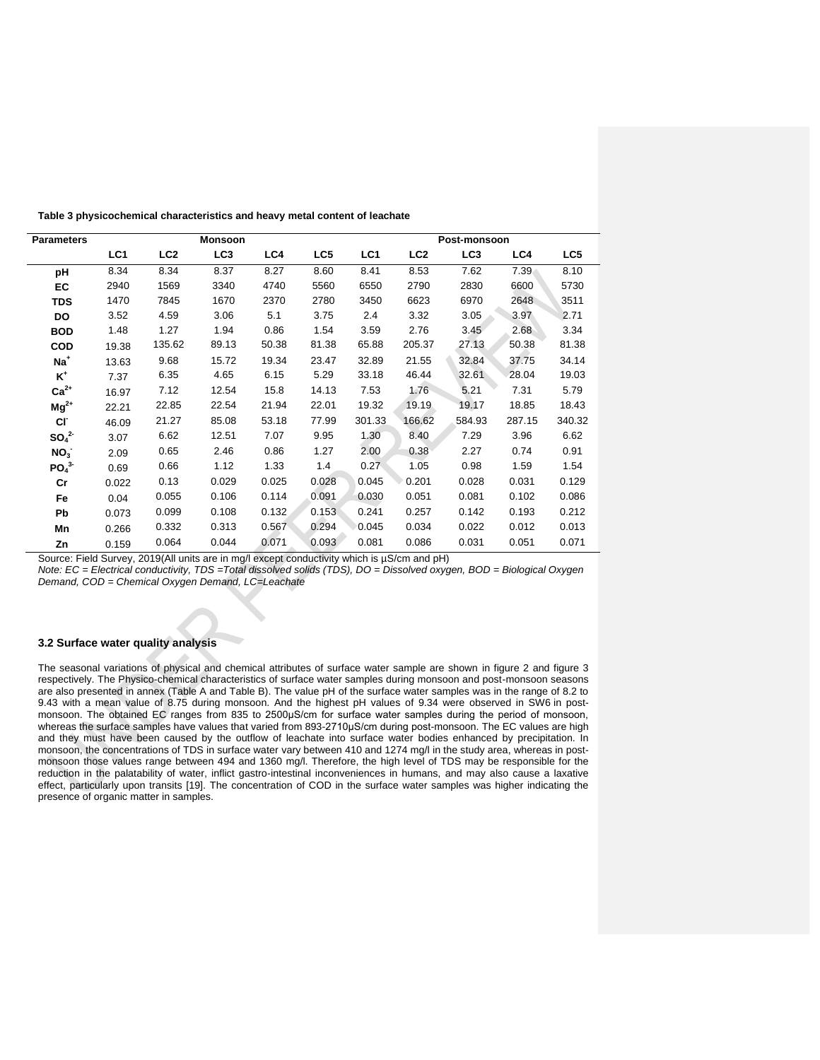**Table 3 physicochemical characteristics and heavy metal content of leachate**

| Parameters | Monsoon | | | | | Post-monsoon | | | | |
|---|---|---|---|---|---|---|---|---|---|---|
| | LC1 | LC2 | LC3 | LC4 | LC5 | LC1 | LC2 | LC3 | LC4 | LC5 |
| pH | 8.34 | 8.34 | 8.37 | 8.27 | 8.60 | 8.41 | 8.53 | 7.62 | 7.39 | 8.10 |
| EC | 2940 | 1569 | 3340 | 4740 | 5560 | 6550 | 2790 | 2830 | 6600 | 5730 |
| TDS | 1470 | 7845 | 1670 | 2370 | 2780 | 3450 | 6623 | 6970 | 2648 | 3511 |
| DO | 3.52 | 4.59 | 3.06 | 5.1 | 3.75 | 2.4 | 3.32 | 3.05 | 3.97 | 2.71 |
| BOD | 1.48 | 1.27 | 1.94 | 0.86 | 1.54 | 3.59 | 2.76 | 3.45 | 2.68 | 3.34 |
| COD | 19.38 | 135.62 | 89.13 | 50.38 | 81.38 | 65.88 | 205.37 | 27.13 | 50.38 | 81.38 |
| $Na^{+}$ | 13.63 | 9.68 | 15.72 | 19.34 | 23.47 | 32.89 | 21.55 | 32.84 | 37.75 | 34.14 |
| $K^{+}$ | 7.37 | 6.35 | 4.65 | 6.15 | 5.29 | 33.18 | 46.44 | 32.61 | 28.04 | 19.03 |
| $Ca^{2+}$ | 16.97 | 7.12 | 12.54 | 15.8 | 14.13 | 7.53 | 1.76 | 5.21 | 7.31 | 5.79 |
| $Mg^{2+}$ | 22.21 | 22.85 | 22.54 | 21.94 | 22.01 | 19.32 | 19.19 | 19.17 | 18.85 | 18.43 |
| $Cl^{-}$ | 46.09 | 21.27 | 85.08 | 53.18 | 77.99 | 301.33 | 166.62 | 584.93 | 287.15 | 340.32 |
| $SO_4^{2-}$ | 3.07 | 6.62 | 12.51 | 7.07 | 9.95 | 1.30 | 8.40 | 7.29 | 3.96 | 6.62 |
| $NO_3^{-}$ | 2.09 | 0.65 | 2.46 | 0.86 | 1.27 | 2.00 | 0.38 | 2.27 | 0.74 | 0.91 |
| $PO_4^{3-}$ | 0.69 | 0.66 | 1.12 | 1.33 | 1.4 | 0.27 | 1.05 | 0.98 | 1.59 | 1.54 |
| Cr | 0.022 | 0.13 | 0.029 | 0.025 | 0.028 | 0.045 | 0.201 | 0.028 | 0.031 | 0.129 |
| Fe | 0.04 | 0.055 | 0.106 | 0.114 | 0.091 | 0.030 | 0.051 | 0.081 | 0.102 | 0.086 |
| Pb | 0.073 | 0.099 | 0.108 | 0.132 | 0.153 | 0.241 | 0.257 | 0.142 | 0.193 | 0.212 |
| Mn | 0.266 | 0.332 | 0.313 | 0.567 | 0.294 | 0.045 | 0.034 | 0.022 | 0.012 | 0.013 |
| Zn | 0.159 | 0.064 | 0.044 | 0.071 | 0.093 | 0.081 | 0.086 | 0.031 | 0.051 | 0.071 |

Source: Field Survey, 2019(All units are in mg/l except conductivity which is µS/cm and pH)

*Note: EC = Electrical conductivity, TDS =Total dissolved solids (TDS), DO = Dissolved oxygen, BOD = Biological Oxygen Demand, COD = Chemical Oxygen Demand, LC=Leachate*

### 3.2 Surface water quality analysis

The seasonal variations of physical and chemical attributes of surface water sample are shown in figure 2 and figure 3 respectively. The Physico-chemical characteristics of surface water samples during monsoon and post-monsoon seasons are also presented in annex (Table A and Table B). The value pH of the surface water samples was in the range of 8.2 to 9.43 with a mean value of 8.75 during monsoon. And the highest pH values of 9.34 were observed in SW6 in post-monsoon. The obtained EC ranges from 835 to 2500µS/cm for surface water samples during the period of monsoon, whereas the surface samples have values that varied from 893-2710µS/cm during post-monsoon. The EC values are high and they must have been caused by the outflow of leachate into surface water bodies enhanced by precipitation. In monsoon, the concentrations of TDS in surface water vary between 410 and 1274 mg/l in the study area, whereas in post-monsoon those values range between 494 and 1360 mg/l. Therefore, the high level of TDS may be responsible for the reduction in the palatability of water, inflict gastro-intestinal inconveniences in humans, and may also cause a laxative effect, particularly upon transits [19]. The concentration of COD in the surface water samples was higher indicating the presence of organic matter in samples.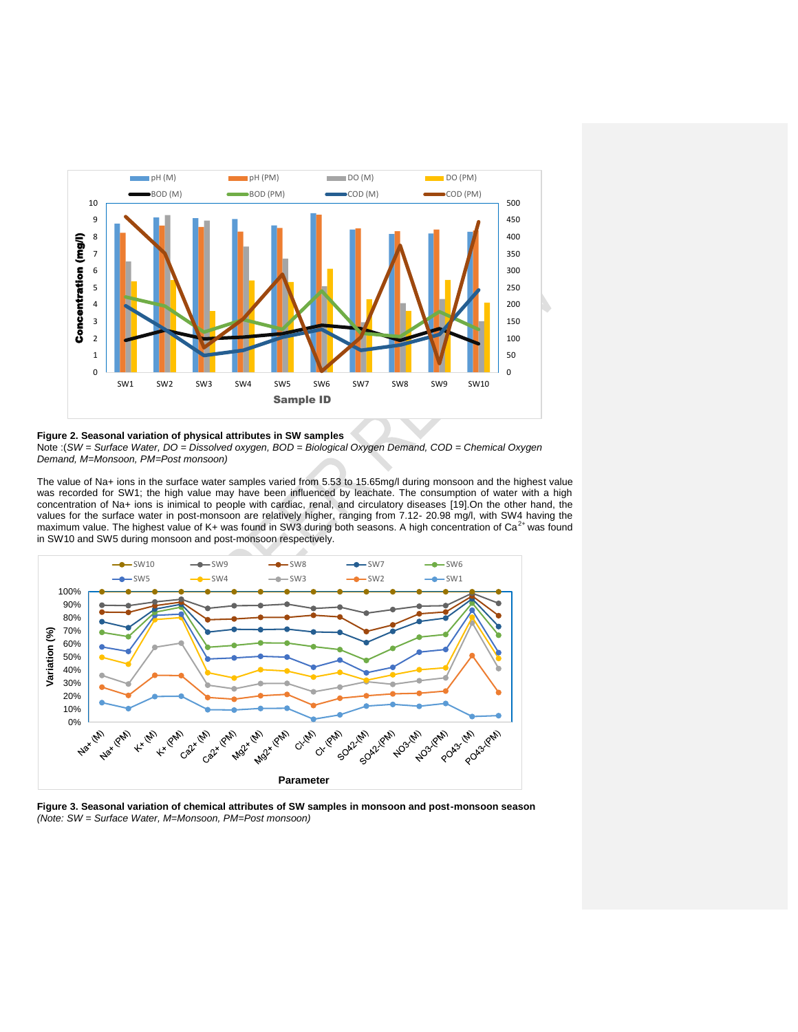**Figure 2. Seasonal variation of physical attributes in SW samples**
Note :(*SW = Surface Water, DO = Dissolved oxygen, BOD = Biological Oxygen Demand, COD = Chemical Oxygen Demand, M=Monsoon, PM=Post monsoon)*

The value of Na+ ions in the surface water samples varied from 5.53 to 15.65mg/l during monsoon and the highest value was recorded for SW1; the high value may have been influenced by leachate. The consumption of water with a high concentration of Na+ ions is inimical to people with cardiac, renal, and circulatory diseases [19].On the other hand, the values for the surface water in post-monsoon are relatively higher, ranging from 7.12- 20.98 mg/l, with SW4 having the maximum value. The highest value of K+ was found in SW3 during both seasons. A high concentration of $Ca^{2+}$ was found in SW10 and SW5 during monsoon and post-monsoon respectively.

**Figure 3. Seasonal variation of chemical attributes of SW samples in monsoon and post-monsoon season**
*(Note: SW = Surface Water, M=Monsoon, PM=Post monsoon)*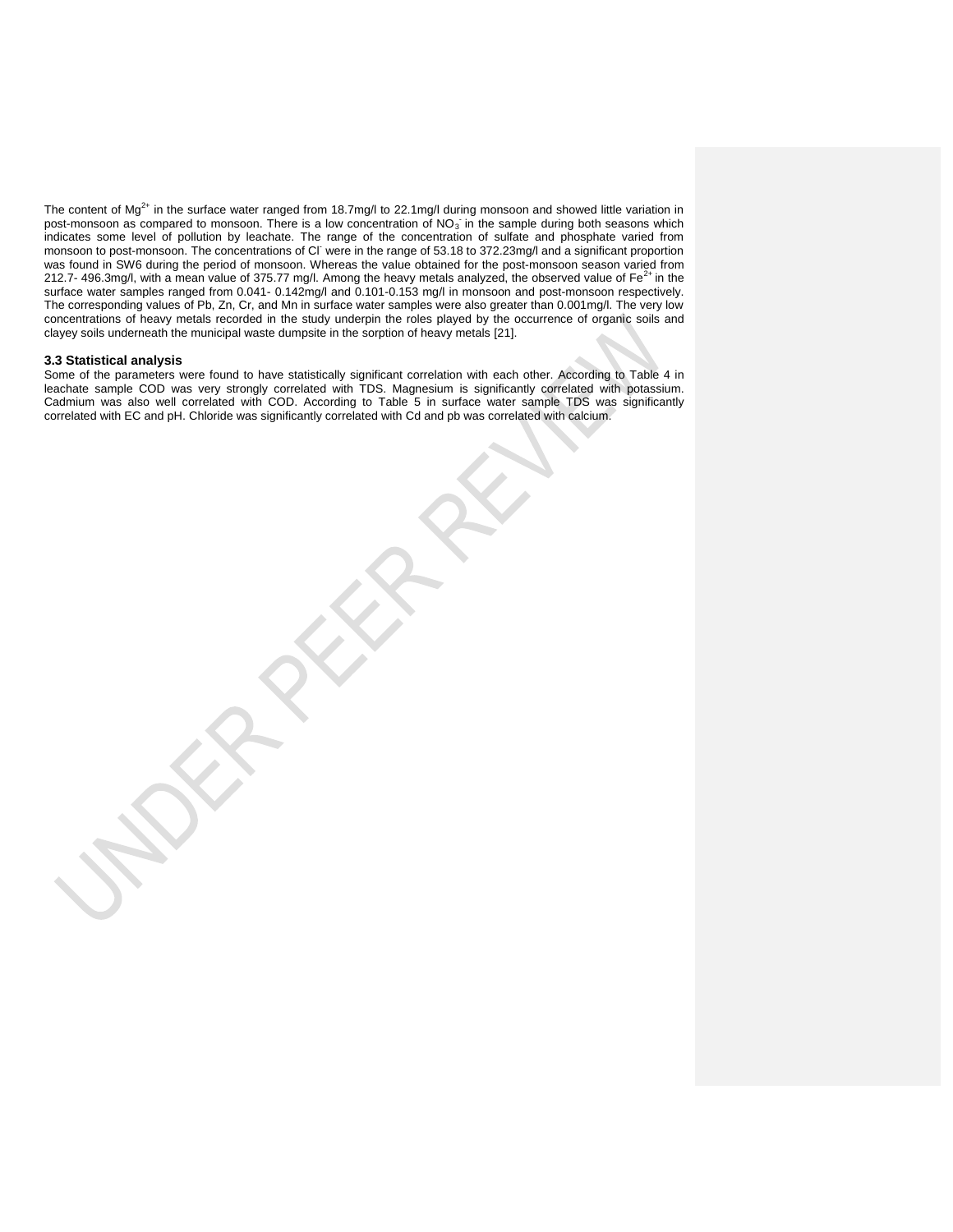The content of $Mg^{2+}$ in the surface water ranged from 18.7mg/l to 22.1mg/l during monsoon and showed little variation in post-monsoon as compared to monsoon. There is a low concentration of $NO_3^-$ in the sample during both seasons which indicates some level of pollution by leachate. The range of the concentration of sulfate and phosphate varied from monsoon to post-monsoon. The concentrations of $Cl^-$ were in the range of 53.18 to 372.23mg/l and a significant proportion was found in SW6 during the period of monsoon. Whereas the value obtained for the post-monsoon season varied from 212.7- 496.3mg/l, with a mean value of 375.77 mg/l. Among the heavy metals analyzed, the observed value of $Fe^{2+}$ in the surface water samples ranged from 0.041- 0.142mg/l and 0.101-0.153 mg/l in monsoon and post-monsoon respectively. The corresponding values of Pb, Zn, Cr, and Mn in surface water samples were also greater than 0.001mg/l. The very low concentrations of heavy metals recorded in the study underpin the roles played by the occurrence of organic soils and clayey soils underneath the municipal waste dumpsite in the sorption of heavy metals [21].

### 3.3 Statistical analysis

Some of the parameters were found to have statistically significant correlation with each other. According to Table 4 in leachate sample COD was very strongly correlated with TDS. Magnesium is significantly correlated with potassium. Cadmium was also well correlated with COD. According to Table 5 in surface water sample TDS was significantly correlated with EC and pH. Chloride was significantly correlated with Cd and pb was correlated with calcium.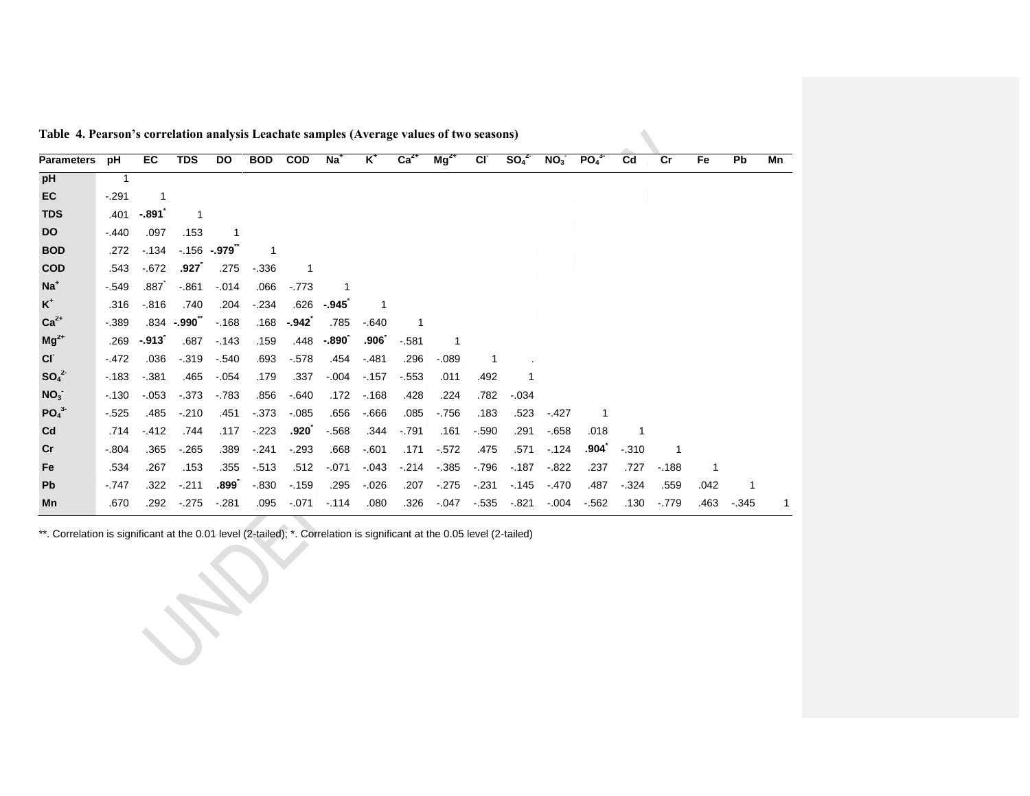**Table 4. Pearson's correlation analysis Leachate samples (Average values of two seasons)**

| Parameters | pH | EC | TDS | DO | BOD | COD | $Na^+$ | $K^+$ | $Ca^{2+}$ | $Mg^{2+}$ | $Cl^-$ | $SO_4^{2-}$ | $NO_3^-$ | $PO_4^{3-}$ | Cd | Cr | Fe | Pb | Mn |
|---|---|---|---|---|---|---|---|---|---|---|---|---|---|---|---|---|---|---|---|
| pH | 1 | | | | | | | | | | | | | | | | | | |
| EC | -.291 | 1 | | | | | | | | | | | | | | | | | |
| TDS | .401 | **-.891**$^*$ | 1 | | | | | | | | | | | | | | | | |
| DO | -.440 | .097 | .153 | 1 | | | | | | | | | | | | | | | |
| BOD | .272 | -.134 | -.156 | **-.979**$^{**}$ | 1 | | | | | | | | | | | | | | |
| COD | .543 | -.672 | **.927**$^*$ | .275 | -.336 | 1 | | | | | | | | | | | | | |
| $Na^+$ | -.549 | .887$^*$ | -.861 | -.014 | .066 | -.773 | 1 | | | | | | | | | | | | |
| $K^+$ | .316 | -.816 | .740 | .204 | -.234 | .626 | **-.945**$^*$ | 1 | | | | | | | | | | | |
| $Ca^{2+}$ | -.389 | .834 | **-.990**$^{**}$ | -.168 | .168 | **-.942**$^*$ | .785 | -.640 | 1 | | | | | | | | | | |
| $Mg^{2+}$ | .269 | **-.913**$^*$ | .687 | -.143 | .159 | .448 | **-.890**$^*$ | **.906**$^*$ | -.581 | 1 | | | | | | | | | |
| $Cl^-$ | -.472 | .036 | -.319 | -.540 | .693 | -.578 | .454 | -.481 | .296 | -.089 | 1 | . | | | | | | | |
| $SO_4^{2-}$ | -.183 | -.381 | .465 | -.054 | .179 | .337 | -.004 | -.157 | -.553 | .011 | .492 | 1 | | | | | | | |
| $NO_3^-$ | -.130 | -.053 | -.373 | -.783 | .856 | -.640 | .172 | -.168 | .428 | .224 | .782 | -.034 | | | | | | | |
| $PO_4^{3-}$ | -.525 | .485 | -.210 | .451 | -.373 | -.085 | .656 | -.666 | .085 | -.756 | .183 | .523 | -.427 | 1 | | | | | |
| Cd | .714 | -.412 | .744 | .117 | -.223 | **.920**$^*$ | -.568 | .344 | -.791 | .161 | -.590 | .291 | -.658 | .018 | 1 | | | | |
| Cr | -.804 | .365 | -.265 | .389 | -.241 | -.293 | .668 | -.601 | .171 | -.572 | .475 | .571 | -.124 | **.904**$^*$ | -.310 | 1 | | | |
| Fe | .534 | .267 | .153 | .355 | -.513 | .512 | -.071 | -.043 | -.214 | -.385 | -.796 | -.187 | -.822 | .237 | .727 | -.188 | 1 | | |
| Pb | -.747 | .322 | -.211 | **.899**$^*$ | -.830 | -.159 | .295 | -.026 | .207 | -.275 | -.231 | -.145 | -.470 | .487 | -.324 | .559 | .042 | 1 | |
| Mn | .670 | .292 | -.275 | -.281 | .095 | -.071 | -.114 | .080 | .326 | -.047 | -.535 | -.821 | -.004 | -.562 | .130 | -.779 | .463 | -.345 | 1 |

**. Correlation is significant at the 0.01 level (2-tailed); *. Correlation is significant at the 0.05 level (2-tailed)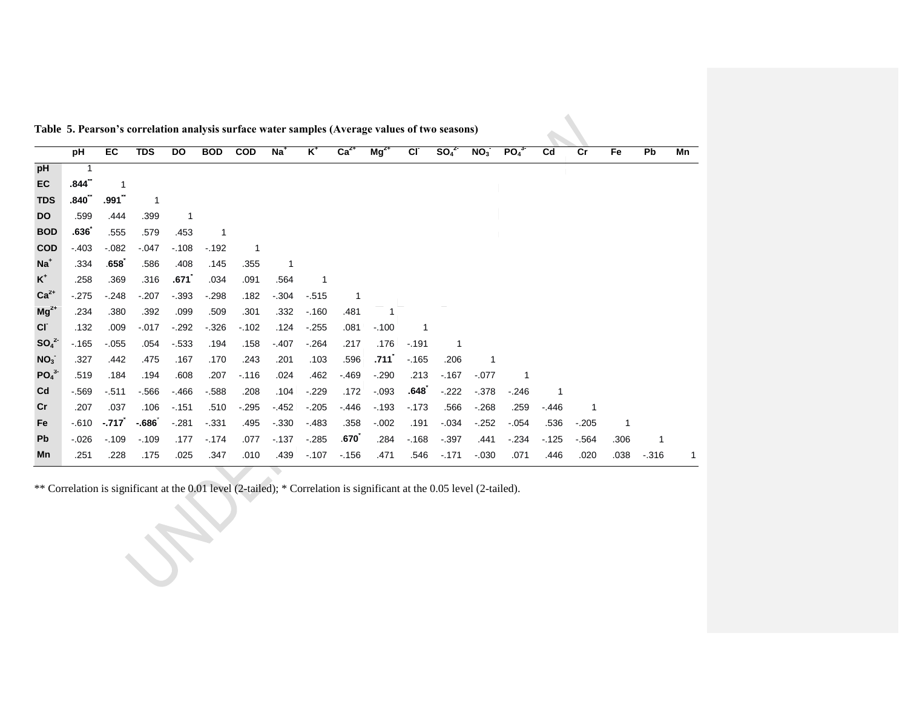**Table 5. Pearson's correlation analysis surface water samples (Average values of two seasons)**

| | pH | EC | TDS | DO | BOD | COD | $Na^+$ | $K^+$ | $Ca^{2+}$ | $Mg^{2+}$ | $Cl^-$ | $SO_4^{2-}$ | $NO_3^-$ | $PO_4^{3-}$ | Cd | Cr | Fe | Pb | Mn |
|---|---|---|---|---|---|---|---|---|---|---|---|---|---|---|---|---|---|---|---|
| **pH** | 1 | | | | | | | | | | | | | | | | | | |
| **EC** | **.844**** | 1 | | | | | | | | | | | | | | | | | |
| **TDS** | **.840**** | **.991**** | 1 | | | | | | | | | | | | | | | | |
| **DO** | .599 | .444 | .399 | 1 | | | | | | | | | | | | | | | |
| **BOD** | **.636*** | .555 | .579 | .453 | 1 | | | | | | | | | | | | | | |
| **COD** | -.403 | -.082 | -.047 | -.108 | -.192 | 1 | | | | | | | | | | | | | |
| **$Na^+$** | .334 | **.658*** | .586 | .408 | .145 | .355 | 1 | | | | | | | | | | | | |
| **$K^+$** | .258 | .369 | .316 | **.671*** | .034 | .091 | .564 | 1 | | | | | | | | | | | |
| **$Ca^{2+}$** | -.275 | -.248 | -.207 | -.393 | -.298 | .182 | -.304 | -.515 | 1 | | | | | | | | | | |
| **$Mg^{2+}$** | .234 | .380 | .392 | .099 | .509 | .301 | .332 | -.160 | .481 | 1 | | | | | | | | | |
| **$Cl^-$** | .132 | .009 | -.017 | -.292 | -.326 | -.102 | .124 | -.255 | .081 | -.100 | 1 | | | | | | | | |
| **$SO_4^{2-}$** | -.165 | -.055 | .054 | -.533 | .194 | .158 | -.407 | -.264 | .217 | .176 | -.191 | 1 | | | | | | | |
| **$NO_3^-$** | .327 | .442 | .475 | .167 | .170 | .243 | .201 | .103 | .596 | **.711*** | -.165 | .206 | 1 | | | | | | |
| **$PO_4^{3-}$** | .519 | .184 | .194 | .608 | .207 | -.116 | .024 | .462 | -.469 | -.290 | .213 | -.167 | -.077 | 1 | | | | | |
| **Cd** | -.569 | -.511 | -.566 | -.466 | -.588 | .208 | .104 | -.229 | .172 | -.093 | **.648*** | -.222 | -.378 | -.246 | 1 | | | | |
| **Cr** | .207 | .037 | .106 | -.151 | .510 | -.295 | -.452 | -.205 | -.446 | -.193 | -.173 | .566 | -.268 | .259 | -.446 | 1 | | | |
| **Fe** | -.610 | **-.717*** | **-.686*** | -.281 | -.331 | .495 | -.330 | -.483 | .358 | -.002 | .191 | -.034 | -.252 | -.054 | .536 | -.205 | 1 | | |
| **Pb** | -.026 | -.109 | -.109 | .177 | -.174 | .077 | -.137 | -.285 | **.670*** | .284 | -.168 | -.397 | .441 | -.234 | -.125 | -.564 | .306 | 1 | |
| **Mn** | .251 | .228 | .175 | .025 | .347 | .010 | .439 | -.107 | -.156 | .471 | .546 | -.171 | -.030 | .071 | .446 | .020 | .038 | -.316 | 1 |

** Correlation is significant at the 0.01 level (2-tailed); * Correlation is significant at the 0.05 level (2-tailed).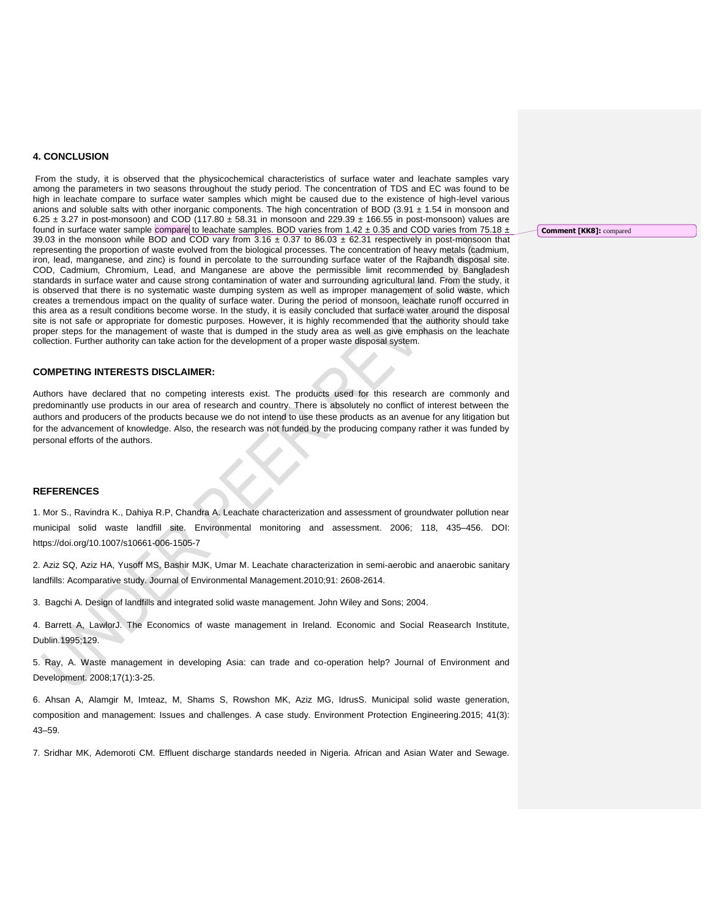## 4. CONCLUSION

From the study, it is observed that the physicochemical characteristics of surface water and leachate samples vary among the parameters in two seasons throughout the study period. The concentration of TDS and EC was found to be high in leachate compare to surface water samples which might be caused due to the existence of high-level various anions and soluble salts with other inorganic components. The high concentration of BOD (3.91 ± 1.54 in monsoon and 6.25 ± 3.27 in post-monsoon) and COD (117.80 ± 58.31 in monsoon and 229.39 ± 166.55 in post-monsoon) values are found in surface water sample compare to leachate samples. BOD varies from 1.42 ± 0.35 and COD varies from 75.18 ± 39.03 in the monsoon while BOD and COD vary from 3.16 ± 0.37 to 86.03 ± 62.31 respectively in post-monsoon that representing the proportion of waste evolved from the biological processes. The concentration of heavy metals (cadmium, iron, lead, manganese, and zinc) is found in percolate to the surrounding surface water of the Rajbandh disposal site. COD, Cadmium, Chromium, Lead, and Manganese are above the permissible limit recommended by Bangladesh standards in surface water and cause strong contamination of water and surrounding agricultural land. From the study, it is observed that there is no systematic waste dumping system as well as improper management of solid waste, which creates a tremendous impact on the quality of surface water. During the period of monsoon, leachate runoff occurred in this area as a result conditions become worse. In the study, it is easily concluded that surface water around the disposal site is not safe or appropriate for domestic purposes. However, it is highly recommended that the authority should take proper steps for the management of waste that is dumped in the study area as well as give emphasis on the leachate collection. Further authority can take action for the development of a proper waste disposal system.

Comment [KK8]: compared

## COMPETING INTERESTS DISCLAIMER:

Authors have declared that no competing interests exist. The products used for this research are commonly and predominantly use products in our area of research and country. There is absolutely no conflict of interest between the authors and producers of the products because we do not intend to use these products as an avenue for any litigation but for the advancement of knowledge. Also, the research was not funded by the producing company rather it was funded by personal efforts of the authors.

## REFERENCES

1. Mor S., Ravindra K., Dahiya R.P, Chandra A. Leachate characterization and assessment of groundwater pollution near municipal solid waste landfill site. Environmental monitoring and assessment. 2006; 118, 435–456. DOI: https://doi.org/10.1007/s10661-006-1505-7

2. Aziz SQ, Aziz HA, Yusoff MS, Bashir MJK, Umar M. Leachate characterization in semi-aerobic and anaerobic sanitary landfills: Acomparative study. Journal of Environmental Management.2010;91: 2608-2614.

3. Bagchi A. Design of landfills and integrated solid waste management. John Wiley and Sons; 2004.

4. Barrett A, LawlorJ. The Economics of waste management in Ireland. Economic and Social Reasearch Institute, Dublin.1995;129.

5. Ray, A. Waste management in developing Asia: can trade and co-operation help? Journal of Environment and Development. 2008;17(1):3-25.

6. Ahsan A, Alamgir M, Imteaz, M, Shams S, Rowshon MK, Aziz MG, IdrusS. Municipal solid waste generation, composition and management: Issues and challenges. A case study. Environment Protection Engineering.2015; 41(3): 43–59.

7. Sridhar MK, Ademoroti CM. Effluent discharge standards needed in Nigeria. African and Asian Water and Sewage.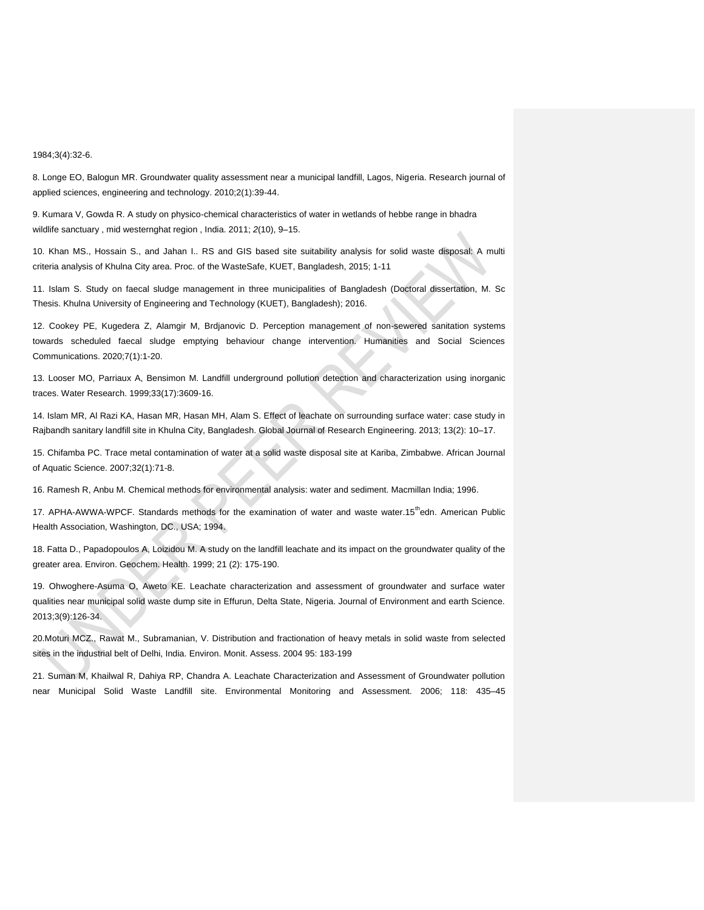1984;3(4):32-6.

8. Longe EO, Balogun MR. Groundwater quality assessment near a municipal landfill, Lagos, Nigeria. Research journal of applied sciences, engineering and technology. 2010;2(1):39-44.

9. Kumara V, Gowda R. A study on physico-chemical characteristics of water in wetlands of hebbe range in bhadra wildlife sanctuary , mid westernghat region , India. 2011; *2*(10), 9–15.

10. Khan MS., Hossain S., and Jahan I.. RS and GIS based site suitability analysis for solid waste disposal: A multi criteria analysis of Khulna City area. Proc. of the WasteSafe, KUET, Bangladesh, 2015; 1-11

11. Islam S. Study on faecal sludge management in three municipalities of Bangladesh (Doctoral dissertation, M. Sc Thesis. Khulna University of Engineering and Technology (KUET), Bangladesh); 2016.

12. Cookey PE, Kugedera Z, Alamgir M, Brdjanovic D. Perception management of non-sewered sanitation systems towards scheduled faecal sludge emptying behaviour change intervention. Humanities and Social Sciences Communications. 2020;7(1):1-20.

13. Looser MO, Parriaux A, Bensimon M. Landfill underground pollution detection and characterization using inorganic traces. Water Research. 1999;33(17):3609-16.

14. Islam MR, Al Razi KA, Hasan MR, Hasan MH, Alam S. Effect of leachate on surrounding surface water: case study in Rajbandh sanitary landfill site in Khulna City, Bangladesh. Global Journal of Research Engineering. 2013; 13(2): 10–17.

15. Chifamba PC. Trace metal contamination of water at a solid waste disposal site at Kariba, Zimbabwe. African Journal of Aquatic Science. 2007;32(1):71-8.

16. Ramesh R, Anbu M. Chemical methods for environmental analysis: water and sediment. Macmillan India; 1996.

17. APHA-AWWA-WPCF. Standards methods for the examination of water and waste water.15$^{th}$edn. American Public Health Association, Washington, DC., USA; 1994.

18. Fatta D., Papadopoulos A, Loizidou M. A study on the landfill leachate and its impact on the groundwater quality of the greater area. Environ. Geochem. Health. 1999; 21 (2): 175-190.

19. Ohwoghere-Asuma O, Aweto KE. Leachate characterization and assessment of groundwater and surface water qualities near municipal solid waste dump site in Effurun, Delta State, Nigeria. Journal of Environment and earth Science. 2013;3(9):126-34.

20.Moturi MCZ., Rawat M., Subramanian, V. Distribution and fractionation of heavy metals in solid waste from selected sites in the industrial belt of Delhi, India. Environ. Monit. Assess. 2004 95: 183-199

21. Suman M, Khailwal R, Dahiya RP, Chandra A. Leachate Characterization and Assessment of Groundwater pollution near Municipal Solid Waste Landfill site. Environmental Monitoring and Assessment. 2006; 118: 435–45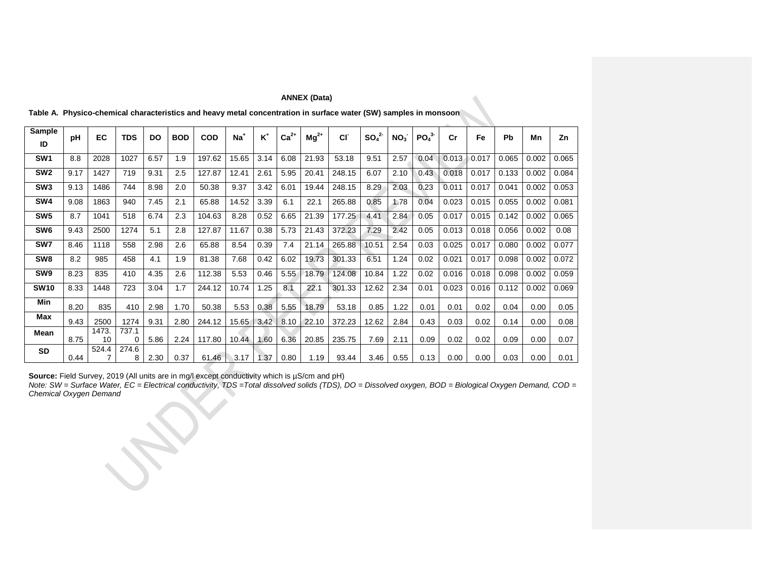**ANNEX (Data)**

**Table A. Physico-chemical characteristics and heavy metal concentration in surface water (SW) samples in monsoon**

| Sample ID | pH | EC | TDS | DO | BOD | COD | $Na^+$ | $K^+$ | $Ca^{2+}$ | $Mg^{2+}$ | $Cl^-$ | $SO_4^{2-}$ | $NO_3^-$ | $PO_4^{3-}$ | Cr | Fe | Pb | Mn | Zn |
|---|---|---|---|---|---|---|---|---|---|---|---|---|---|---|---|---|---|---|---|
| **SW1** | 8.8 | 2028 | 1027 | 6.57 | 1.9 | 197.62 | 15.65 | 3.14 | 6.08 | 21.93 | 53.18 | 9.51 | 2.57 | 0.04 | 0.013 | 0.017 | 0.065 | 0.002 | 0.065 |
| **SW2** | 9.17 | 1427 | 719 | 9.31 | 2.5 | 127.87 | 12.41 | 2.61 | 5.95 | 20.41 | 248.15 | 6.07 | 2.10 | 0.43 | 0.018 | 0.017 | 0.133 | 0.002 | 0.084 |
| **SW3** | 9.13 | 1486 | 744 | 8.98 | 2.0 | 50.38 | 9.37 | 3.42 | 6.01 | 19.44 | 248.15 | 8.29 | 2.03 | 0.23 | 0.011 | 0.017 | 0.041 | 0.002 | 0.053 |
| **SW4** | 9.08 | 1863 | 940 | 7.45 | 2.1 | 65.88 | 14.52 | 3.39 | 6.1 | 22.1 | 265.88 | 0.85 | 1.78 | 0.04 | 0.023 | 0.015 | 0.055 | 0.002 | 0.081 |
| **SW5** | 8.7 | 1041 | 518 | 6.74 | 2.3 | 104.63 | 8.28 | 0.52 | 6.65 | 21.39 | 177.25 | 4.41 | 2.84 | 0.05 | 0.017 | 0.015 | 0.142 | 0.002 | 0.065 |
| **SW6** | 9.43 | 2500 | 1274 | 5.1 | 2.8 | 127.87 | 11.67 | 0.38 | 5.73 | 21.43 | 372.23 | 7.29 | 2.42 | 0.05 | 0.013 | 0.018 | 0.056 | 0.002 | 0.08 |
| **SW7** | 8.46 | 1118 | 558 | 2.98 | 2.6 | 65.88 | 8.54 | 0.39 | 7.4 | 21.14 | 265.88 | 10.51 | 2.54 | 0.03 | 0.025 | 0.017 | 0.080 | 0.002 | 0.077 |
| **SW8** | 8.2 | 985 | 458 | 4.1 | 1.9 | 81.38 | 7.68 | 0.42 | 6.02 | 19.73 | 301.33 | 6.51 | 1.24 | 0.02 | 0.021 | 0.017 | 0.098 | 0.002 | 0.072 |
| **SW9** | 8.23 | 835 | 410 | 4.35 | 2.6 | 112.38 | 5.53 | 0.46 | 5.55 | 18.79 | 124.08 | 10.84 | 1.22 | 0.02 | 0.016 | 0.018 | 0.098 | 0.002 | 0.059 |
| **SW10** | 8.33 | 1448 | 723 | 3.04 | 1.7 | 244.12 | 10.74 | 1.25 | 8.1 | 22.1 | 301.33 | 12.62 | 2.34 | 0.01 | 0.023 | 0.016 | 0.112 | 0.002 | 0.069 |
| **Min** | 8.20 | 835 | 410 | 2.98 | 1.70 | 50.38 | 5.53 | 0.38 | 5.55 | 18.79 | 53.18 | 0.85 | 1.22 | 0.01 | 0.01 | 0.02 | 0.04 | 0.00 | 0.05 |
| **Max** | 9.43 | 2500 | 1274 | 9.31 | 2.80 | 244.12 | 15.65 | 3.42 | 8.10 | 22.10 | 372.23 | 12.62 | 2.84 | 0.43 | 0.03 | 0.02 | 0.14 | 0.00 | 0.08 |
| **Mean** | 8.75 | 1473.10 | 737.10 | 5.86 | 2.24 | 117.80 | 10.44 | 1.60 | 6.36 | 20.85 | 235.75 | 7.69 | 2.11 | 0.09 | 0.02 | 0.02 | 0.09 | 0.00 | 0.07 |
| **SD** | 0.44 | 524.47 | 274.68 | 2.30 | 0.37 | 61.46 | 3.17 | 1.37 | 0.80 | 1.19 | 93.44 | 3.46 | 0.55 | 0.13 | 0.00 | 0.00 | 0.03 | 0.00 | 0.01 |

**Source:** Field Survey, 2019 (All units are in mg/l except conductivity which is µS/cm and pH)

*Note: SW = Surface Water, EC = Electrical conductivity, TDS =Total dissolved solids (TDS), DO = Dissolved oxygen, BOD = Biological Oxygen Demand, COD = Chemical Oxygen Demand*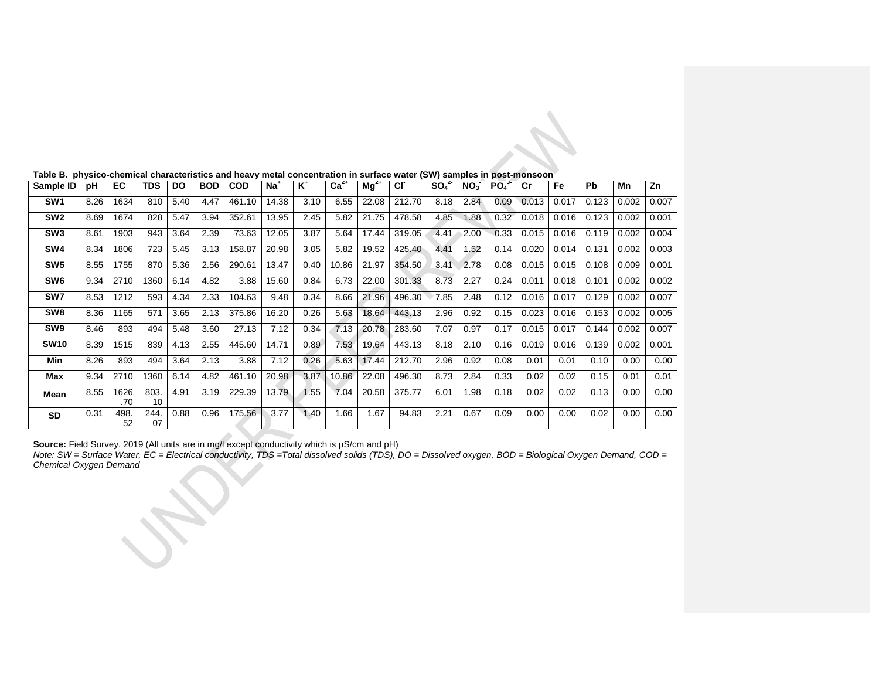**Table B. physico-chemical characteristics and heavy metal concentration in surface water (SW) samples in post-monsoon**

| Sample ID | pH | EC | TDS | DO | BOD | COD | $Na^+$ | $K^+$ | $Ca^{2+}$ | $Mg^{2+}$ | $Cl^-$ | $SO_4^{2-}$ | $NO_3^-$ | $PO_4^{3-}$ | Cr | Fe | Pb | Mn | Zn |
|---|---|---|---|---|---|---|---|---|---|---|---|---|---|---|---|---|---|---|---|
| SW1 | 8.26 | 1634 | 810 | 5.40 | 4.47 | 461.10 | 14.38 | 3.10 | 6.55 | 22.08 | 212.70 | 8.18 | 2.84 | 0.09 | 0.013 | 0.017 | 0.123 | 0.002 | 0.007 |
| SW2 | 8.69 | 1674 | 828 | 5.47 | 3.94 | 352.61 | 13.95 | 2.45 | 5.82 | 21.75 | 478.58 | 4.85 | 1.88 | 0.32 | 0.018 | 0.016 | 0.123 | 0.002 | 0.001 |
| SW3 | 8.61 | 1903 | 943 | 3.64 | 2.39 | 73.63 | 12.05 | 3.87 | 5.64 | 17.44 | 319.05 | 4.41 | 2.00 | 0.33 | 0.015 | 0.016 | 0.119 | 0.002 | 0.004 |
| SW4 | 8.34 | 1806 | 723 | 5.45 | 3.13 | 158.87 | 20.98 | 3.05 | 5.82 | 19.52 | 425.40 | 4.41 | 1.52 | 0.14 | 0.020 | 0.014 | 0.131 | 0.002 | 0.003 |
| SW5 | 8.55 | 1755 | 870 | 5.36 | 2.56 | 290.61 | 13.47 | 0.40 | 10.86 | 21.97 | 354.50 | 3.41 | 2.78 | 0.08 | 0.015 | 0.015 | 0.108 | 0.009 | 0.001 |
| SW6 | 9.34 | 2710 | 1360 | 6.14 | 4.82 | 3.88 | 15.60 | 0.84 | 6.73 | 22.00 | 301.33 | 8.73 | 2.27 | 0.24 | 0.011 | 0.018 | 0.101 | 0.002 | 0.002 |
| SW7 | 8.53 | 1212 | 593 | 4.34 | 2.33 | 104.63 | 9.48 | 0.34 | 8.66 | 21.96 | 496.30 | 7.85 | 2.48 | 0.12 | 0.016 | 0.017 | 0.129 | 0.002 | 0.007 |
| SW8 | 8.36 | 1165 | 571 | 3.65 | 2.13 | 375.86 | 16.20 | 0.26 | 5.63 | 18.64 | 443.13 | 2.96 | 0.92 | 0.15 | 0.023 | 0.016 | 0.153 | 0.002 | 0.005 |
| SW9 | 8.46 | 893 | 494 | 5.48 | 3.60 | 27.13 | 7.12 | 0.34 | 7.13 | 20.78 | 283.60 | 7.07 | 0.97 | 0.17 | 0.015 | 0.017 | 0.144 | 0.002 | 0.007 |
| SW10 | 8.39 | 1515 | 839 | 4.13 | 2.55 | 445.60 | 14.71 | 0.89 | 7.53 | 19.64 | 443.13 | 8.18 | 2.10 | 0.16 | 0.019 | 0.016 | 0.139 | 0.002 | 0.001 |
| Min | 8.26 | 893 | 494 | 3.64 | 2.13 | 3.88 | 7.12 | 0.26 | 5.63 | 17.44 | 212.70 | 2.96 | 0.92 | 0.08 | 0.01 | 0.01 | 0.10 | 0.00 | 0.00 |
| Max | 9.34 | 2710 | 1360 | 6.14 | 4.82 | 461.10 | 20.98 | 3.87 | 10.86 | 22.08 | 496.30 | 8.73 | 2.84 | 0.33 | 0.02 | 0.02 | 0.15 | 0.01 | 0.01 |
| Mean | 8.55 | 1626.70 | 803.10 | 4.91 | 3.19 | 229.39 | 13.79 | 1.55 | 7.04 | 20.58 | 375.77 | 6.01 | 1.98 | 0.18 | 0.02 | 0.02 | 0.13 | 0.00 | 0.00 |
| SD | 0.31 | 498.52 | 244.07 | 0.88 | 0.96 | 175.56 | 3.77 | 1.40 | 1.66 | 1.67 | 94.83 | 2.21 | 0.67 | 0.09 | 0.00 | 0.00 | 0.02 | 0.00 | 0.00 |

**Source:** Field Survey, 2019 (All units are in mg/l except conductivity which is µS/cm and pH)

*Note: SW = Surface Water, EC = Electrical conductivity, TDS =Total dissolved solids (TDS), DO = Dissolved oxygen, BOD = Biological Oxygen Demand, COD = Chemical Oxygen Demand*